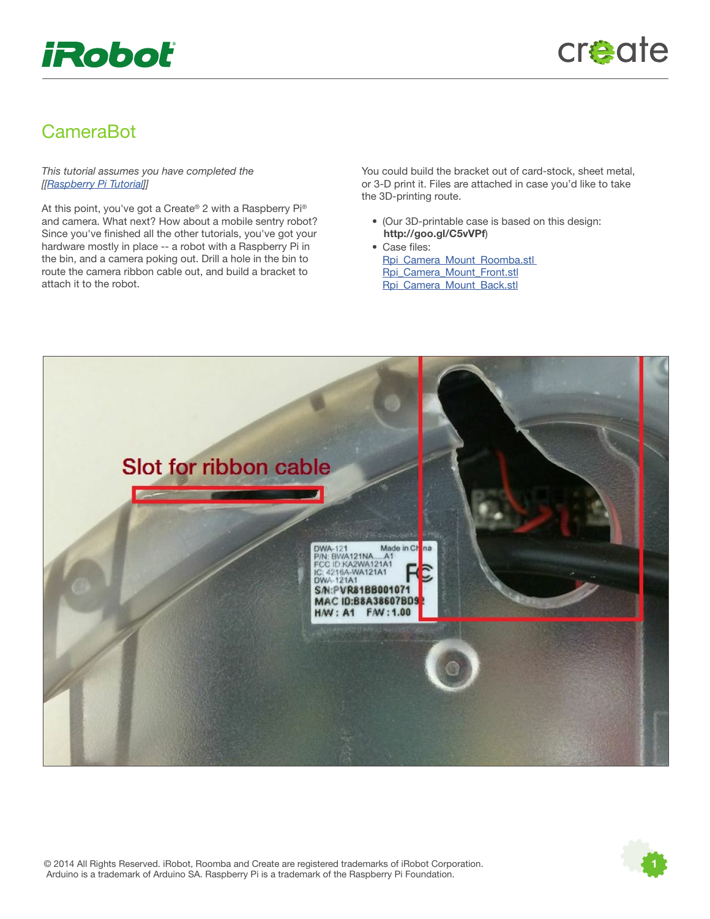# CameraBot

*This tutorial assumes you have completed the [[Raspberry Pi Tutorial]]*

At this point, you've got a Create® 2 with a Raspberry Pi® and camera. What next? How about a mobile sentry robot? Since you've finished all the other tutorials, you've got your hardware mostly in place -- a robot with a Raspberry Pi in the bin, and a camera poking out. Drill a hole in the bin to route the camera ribbon cable out, and build a bracket to attach it to the robot.

You could build the bracket out of card-stock, sheet metal, or 3-D print it. Files are attached in case you'd like to take the 3D-printing route.

- (Our 3D-printable case is based on this design: **http://goo.gl/C5vVPf**)
- Case files:
  Rpi_Camera_Mount_Roomba.stl
  Rpi_Camera_Mount_Front.stl
  Rpi_Camera_Mount_Back.stl

Slot for ribbon cable

© 2014 All Rights Reserved. iRobot, Roomba and Create are registered trademarks of iRobot Corporation. Arduino is a trademark of Arduino SA. Raspberry Pi is a trademark of the Raspberry Pi Foundation.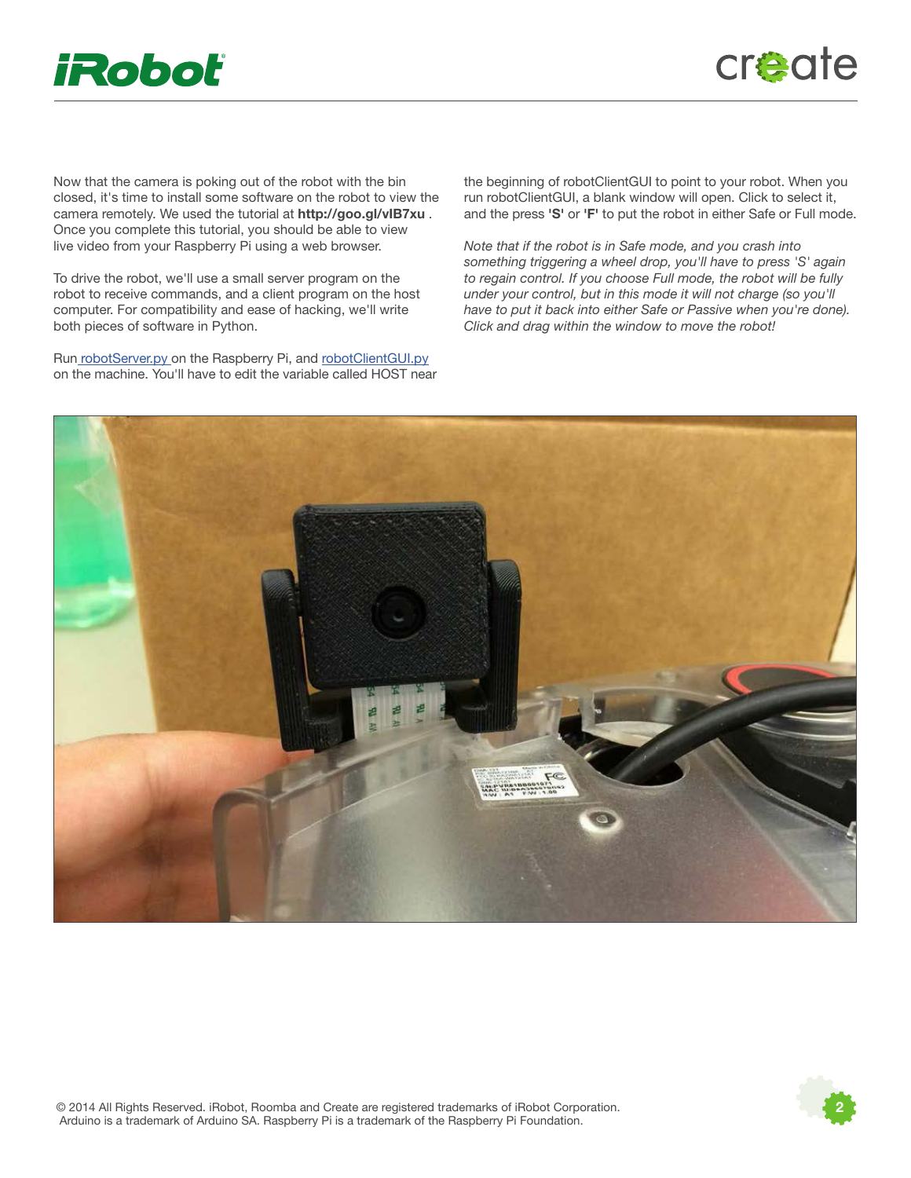Now that the camera is poking out of the robot with the bin closed, it's time to install some software on the robot to view the camera remotely. We used the tutorial at **http://goo.gl/vIB7xu** . Once you complete this tutorial, you should be able to view live video from your Raspberry Pi using a web browser.

To drive the robot, we'll use a small server program on the robot to receive commands, and a client program on the host computer. For compatibility and ease of hacking, we'll write both pieces of software in Python.

Run robotServer.py on the Raspberry Pi, and robotClientGUI.py on the machine. You'll have to edit the variable called HOST near the beginning of robotClientGUI to point to your robot. When you run robotClientGUI, a blank window will open. Click to select it, and the press **'S'** or **'F'** to put the robot in either Safe or Full mode.

*Note that if the robot is in Safe mode, and you crash into something triggering a wheel drop, you'll have to press 'S' again to regain control. If you choose Full mode, the robot will be fully under your control, but in this mode it will not charge (so you'll have to put it back into either Safe or Passive when you're done). Click and drag within the window to move the robot!*

© 2014 All Rights Reserved. iRobot, Roomba and Create are registered trademarks of iRobot Corporation. Arduino is a trademark of Arduino SA. Raspberry Pi is a trademark of the Raspberry Pi Foundation.